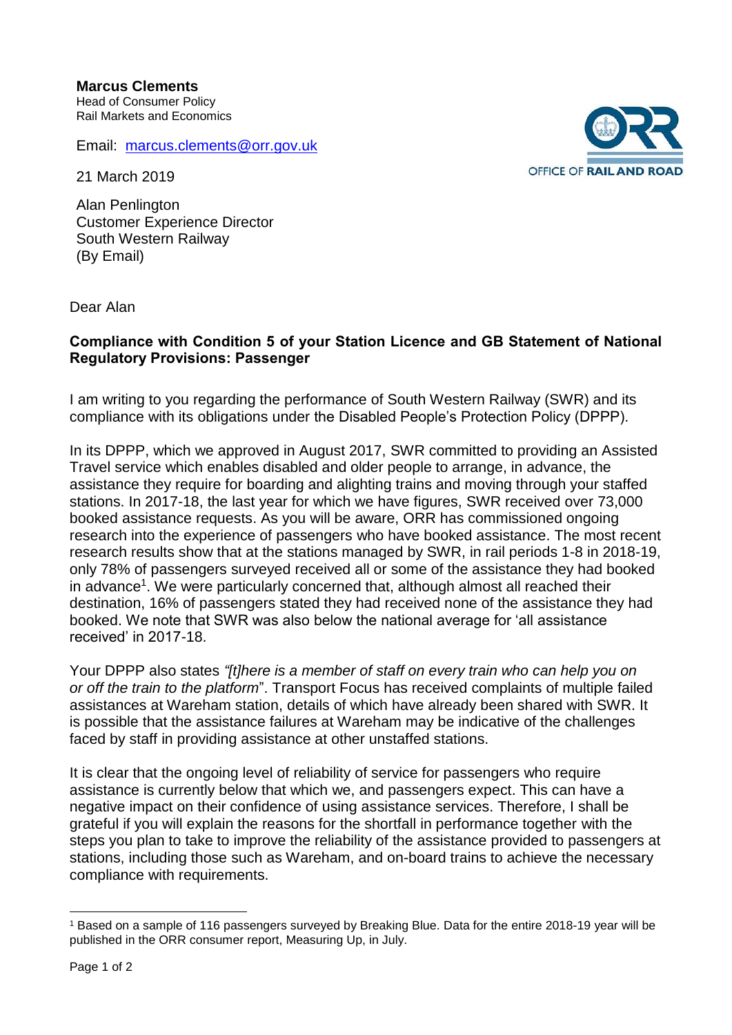**Marcus Clements**
Head of Consumer Policy
Rail Markets and Economics

Email: marcus.clements@orr.gov.uk

21 March 2019

OFFICE OF RAIL AND ROAD

Alan Penlington
Customer Experience Director
South Western Railway
(By Email)

Dear Alan

**Compliance with Condition 5 of your Station Licence and GB Statement of National Regulatory Provisions: Passenger**

I am writing to you regarding the performance of South Western Railway (SWR) and its compliance with its obligations under the Disabled People's Protection Policy (DPPP).

In its DPPP, which we approved in August 2017, SWR committed to providing an Assisted Travel service which enables disabled and older people to arrange, in advance, the assistance they require for boarding and alighting trains and moving through your staffed stations. In 2017-18, the last year for which we have figures, SWR received over 73,000 booked assistance requests. As you will be aware, ORR has commissioned ongoing research into the experience of passengers who have booked assistance. The most recent research results show that at the stations managed by SWR, in rail periods 1-8 in 2018-19, only 78% of passengers surveyed received all or some of the assistance they had booked in advance[1]. We were particularly concerned that, although almost all reached their destination, 16% of passengers stated they had received none of the assistance they had booked. We note that SWR was also below the national average for 'all assistance received' in 2017-18.

Your DPPP also states *"[t]here is a member of staff on every train who can help you on or off the train to the platform*". Transport Focus has received complaints of multiple failed assistances at Wareham station, details of which have already been shared with SWR. It is possible that the assistance failures at Wareham may be indicative of the challenges faced by staff in providing assistance at other unstaffed stations.

It is clear that the ongoing level of reliability of service for passengers who require assistance is currently below that which we, and passengers expect. This can have a negative impact on their confidence of using assistance services. Therefore, I shall be grateful if you will explain the reasons for the shortfall in performance together with the steps you plan to take to improve the reliability of the assistance provided to passengers at stations, including those such as Wareham, and on-board trains to achieve the necessary compliance with requirements.

---

[1] Based on a sample of 116 passengers surveyed by Breaking Blue. Data for the entire 2018-19 year will be published in the ORR consumer report, Measuring Up, in July.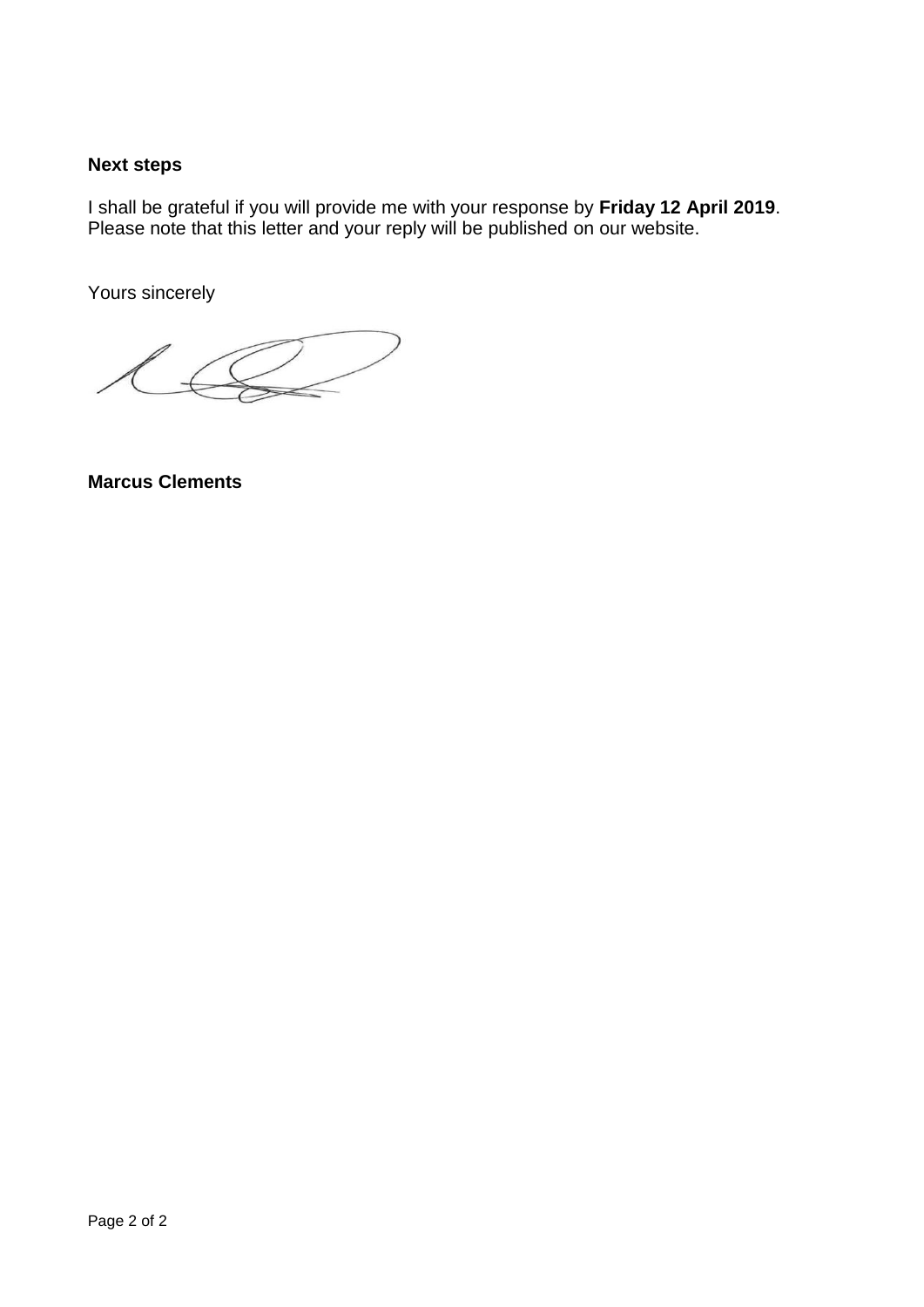## Next steps

I shall be grateful if you will provide me with your response by **Friday 12 April 2019**. Please note that this letter and your reply will be published on our website.

Yours sincerely

**Marcus Clements**